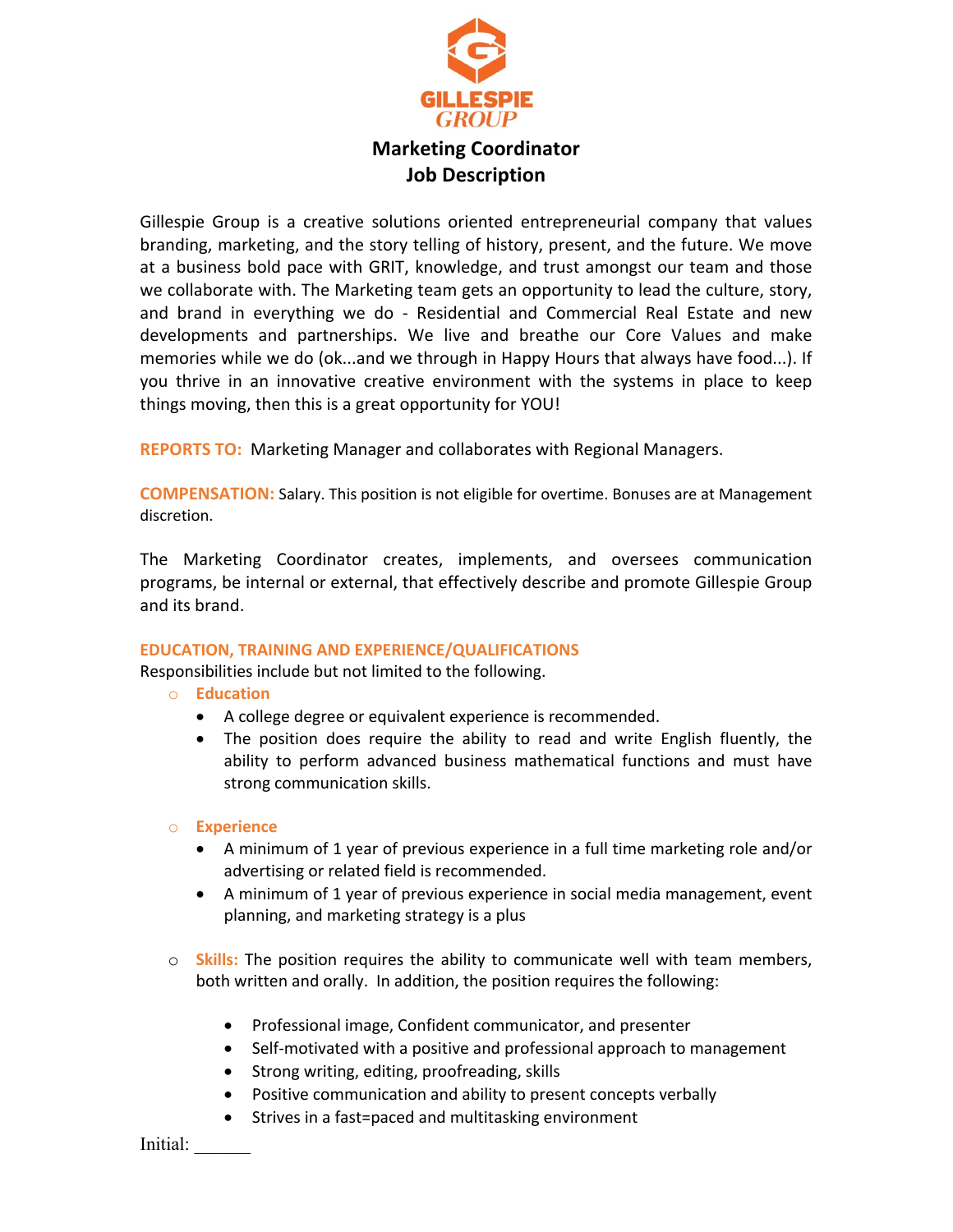**GILLESPIE GROUP**

# Marketing Coordinator
# Job Description

Gillespie Group is a creative solutions oriented entrepreneurial company that values branding, marketing, and the story telling of history, present, and the future. We move at a business bold pace with GRIT, knowledge, and trust amongst our team and those we collaborate with. The Marketing team gets an opportunity to lead the culture, story, and brand in everything we do - Residential and Commercial Real Estate and new developments and partnerships. We live and breathe our Core Values and make memories while we do (ok...and we through in Happy Hours that always have food...). If you thrive in an innovative creative environment with the systems in place to keep things moving, then this is a great opportunity for YOU!

**REPORTS TO:** Marketing Manager and collaborates with Regional Managers.

**COMPENSATION:** Salary. This position is not eligible for overtime. Bonuses are at Management discretion.

The Marketing Coordinator creates, implements, and oversees communication programs, be internal or external, that effectively describe and promote Gillespie Group and its brand.

## EDUCATION, TRAINING AND EXPERIENCE/QUALIFICATIONS

Responsibilities include but not limited to the following.

- **Education**
  - A college degree or equivalent experience is recommended.
  - The position does require the ability to read and write English fluently, the ability to perform advanced business mathematical functions and must have strong communication skills.

- **Experience**
  - A minimum of 1 year of previous experience in a full time marketing role and/or advertising or related field is recommended.
  - A minimum of 1 year of previous experience in social media management, event planning, and marketing strategy is a plus

- **Skills:** The position requires the ability to communicate well with team members, both written and orally. In addition, the position requires the following:
  - Professional image, Confident communicator, and presenter
  - Self-motivated with a positive and professional approach to management
  - Strong writing, editing, proofreading, skills
  - Positive communication and ability to present concepts verbally
  - Strives in a fast=paced and multitasking environment

Initial: ______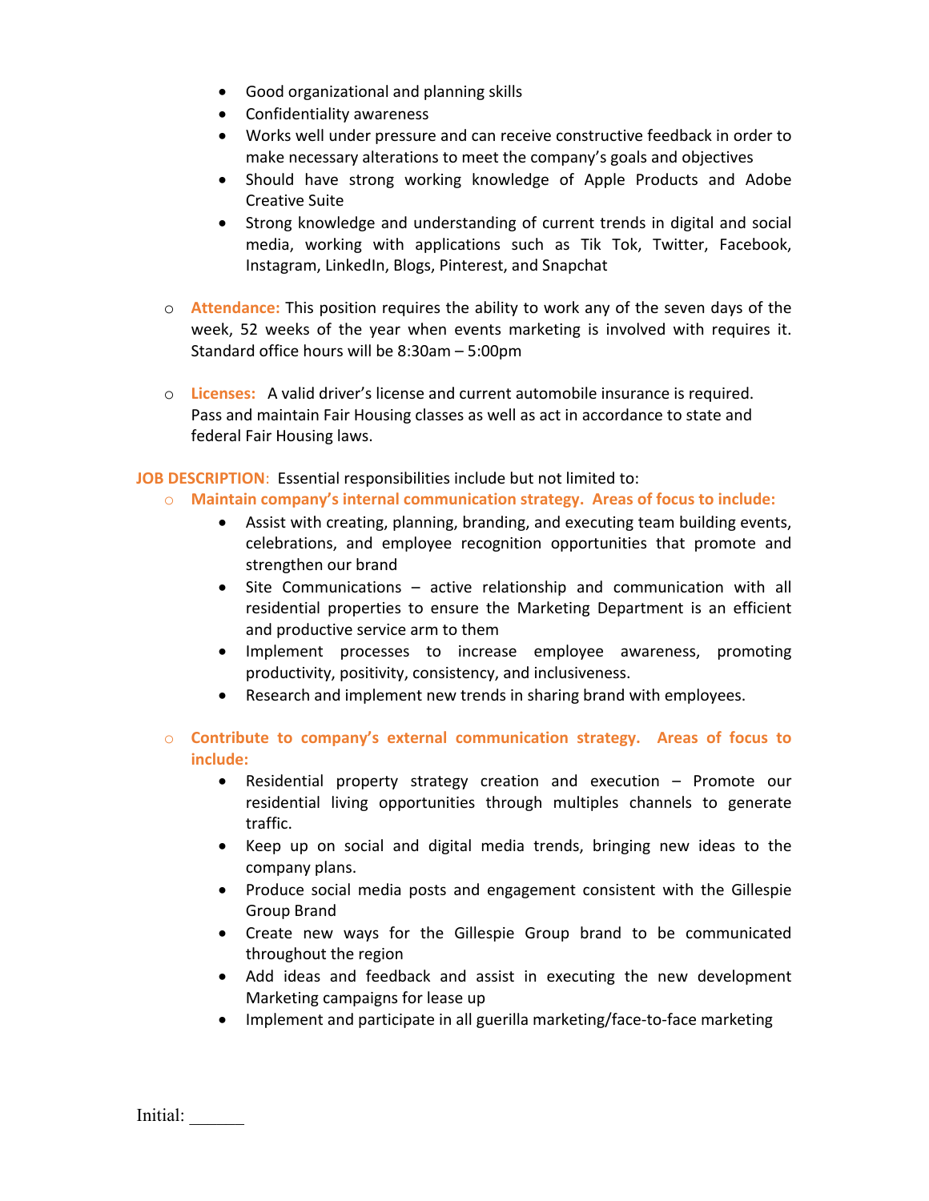- Good organizational and planning skills
- Confidentiality awareness
- Works well under pressure and can receive constructive feedback in order to make necessary alterations to meet the company's goals and objectives
- Should have strong working knowledge of Apple Products and Adobe Creative Suite
- Strong knowledge and understanding of current trends in digital and social media, working with applications such as Tik Tok, Twitter, Facebook, Instagram, LinkedIn, Blogs, Pinterest, and Snapchat

- **Attendance:** This position requires the ability to work any of the seven days of the week, 52 weeks of the year when events marketing is involved with requires it. Standard office hours will be 8:30am – 5:00pm

- **Licenses:** A valid driver's license and current automobile insurance is required. Pass and maintain Fair Housing classes as well as act in accordance to state and federal Fair Housing laws.

**JOB DESCRIPTION**: Essential responsibilities include but not limited to:

- **Maintain company's internal communication strategy. Areas of focus to include:**
  - Assist with creating, planning, branding, and executing team building events, celebrations, and employee recognition opportunities that promote and strengthen our brand
  - Site Communications – active relationship and communication with all residential properties to ensure the Marketing Department is an efficient and productive service arm to them
  - Implement processes to increase employee awareness, promoting productivity, positivity, consistency, and inclusiveness.
  - Research and implement new trends in sharing brand with employees.

- **Contribute to company's external communication strategy. Areas of focus to include:**
  - Residential property strategy creation and execution – Promote our residential living opportunities through multiples channels to generate traffic.
  - Keep up on social and digital media trends, bringing new ideas to the company plans.
  - Produce social media posts and engagement consistent with the Gillespie Group Brand
  - Create new ways for the Gillespie Group brand to be communicated throughout the region
  - Add ideas and feedback and assist in executing the new development Marketing campaigns for lease up
  - Implement and participate in all guerilla marketing/face-to-face marketing

Initial: ______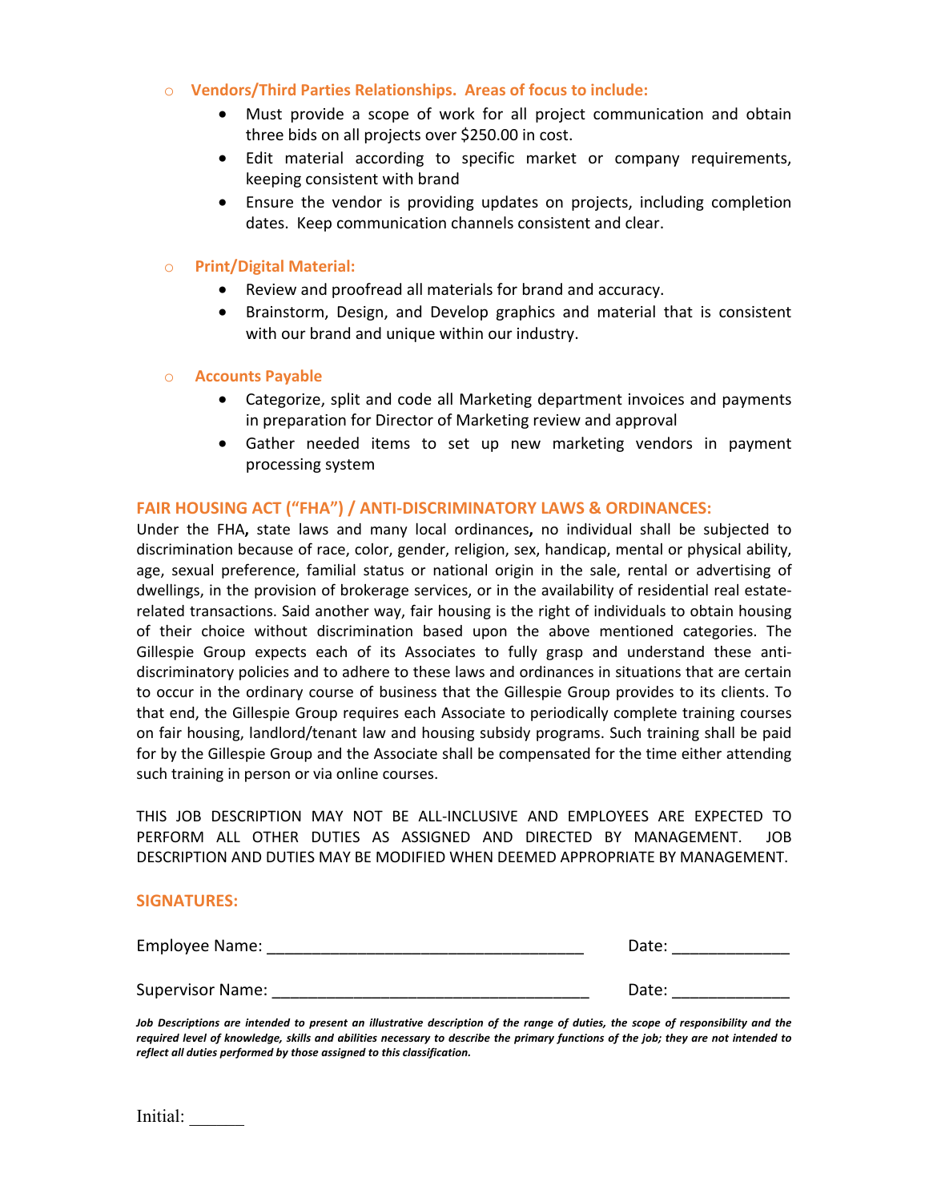- **Vendors/Third Parties Relationships. Areas of focus to include:**
  - Must provide a scope of work for all project communication and obtain three bids on all projects over $250.00 in cost.
  - Edit material according to specific market or company requirements, keeping consistent with brand
  - Ensure the vendor is providing updates on projects, including completion dates. Keep communication channels consistent and clear.

- **Print/Digital Material:**
  - Review and proofread all materials for brand and accuracy.
  - Brainstorm, Design, and Develop graphics and material that is consistent with our brand and unique within our industry.

- **Accounts Payable**
  - Categorize, split and code all Marketing department invoices and payments in preparation for Director of Marketing review and approval
  - Gather needed items to set up new marketing vendors in payment processing system

**FAIR HOUSING ACT ("FHA") / ANTI-DISCRIMINATORY LAWS & ORDINANCES:**

Under the FHA**,** state laws and many local ordinances**,** no individual shall be subjected to discrimination because of race, color, gender, religion, sex, handicap, mental or physical ability, age, sexual preference, familial status or national origin in the sale, rental or advertising of dwellings, in the provision of brokerage services, or in the availability of residential real estate-related transactions. Said another way, fair housing is the right of individuals to obtain housing of their choice without discrimination based upon the above mentioned categories. The Gillespie Group expects each of its Associates to fully grasp and understand these anti-discriminatory policies and to adhere to these laws and ordinances in situations that are certain to occur in the ordinary course of business that the Gillespie Group provides to its clients. To that end, the Gillespie Group requires each Associate to periodically complete training courses on fair housing, landlord/tenant law and housing subsidy programs. Such training shall be paid for by the Gillespie Group and the Associate shall be compensated for the time either attending such training in person or via online courses.

THIS JOB DESCRIPTION MAY NOT BE ALL-INCLUSIVE AND EMPLOYEES ARE EXPECTED TO PERFORM ALL OTHER DUTIES AS ASSIGNED AND DIRECTED BY MANAGEMENT. JOB DESCRIPTION AND DUTIES MAY BE MODIFIED WHEN DEEMED APPROPRIATE BY MANAGEMENT.

**SIGNATURES:**

Employee Name: ___________________________________ Date: _____________

Supervisor Name: ___________________________________ Date: _____________

***Job Descriptions are intended to present an illustrative description of the range of duties, the scope of responsibility and the required level of knowledge, skills and abilities necessary to describe the primary functions of the job; they are not intended to reflect all duties performed by those assigned to this classification.***

Initial: ______